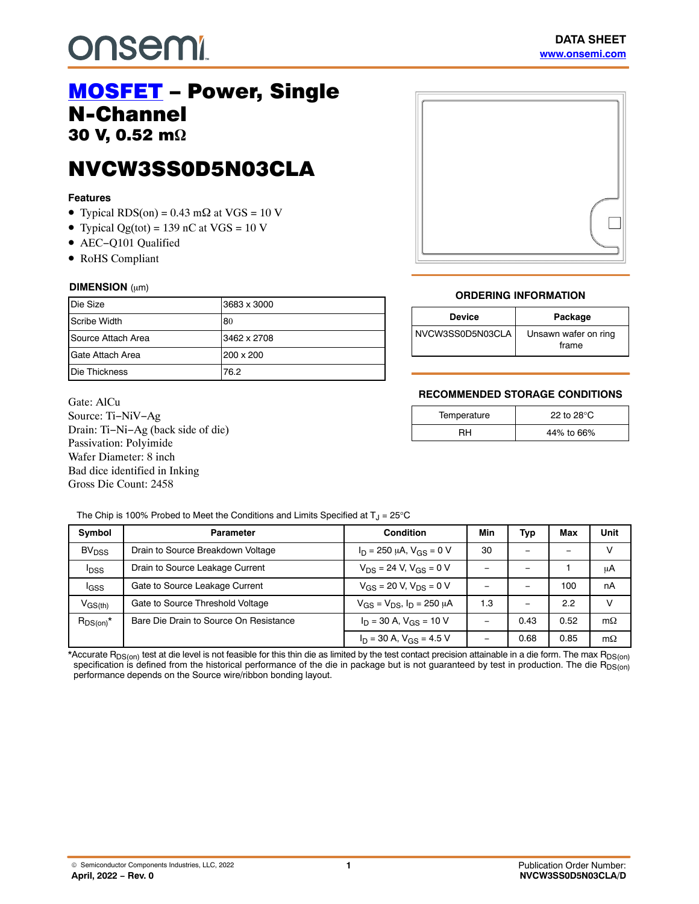onsemi

DATA SHEET
www.onsemi.com

# MOSFET – Power, Single N-Channel

## 30 V, 0.52 mΩ

# NVCW3SS0D5N03CLA

### Features

- Typical RDS(on) = 0.43 mΩ at VGS = 10 V
- Typical Qg(tot) = 139 nC at VGS = 10 V
- AEC−Q101 Qualified
- RoHS Compliant

### DIMENSION (μm)

| | |
|---|---|
| Die Size | 3683 x 3000 |
| Scribe Width | 80 |
| Source Attach Area | 3462 x 2708 |
| Gate Attach Area | 200 x 200 |
| Die Thickness | 76.2 |

Gate: AlCu
Source: Ti−NiV−Ag
Drain: Ti−Ni−Ag (back side of die)
Passivation: Polyimide
Wafer Diameter: 8 inch
Bad dice identified in Inking
Gross Die Count: 2458

### ORDERING INFORMATION

| Device | Package |
|---|---|
| NVCW3SS0D5N03CLA | Unsawn wafer on ring frame |

### RECOMMENDED STORAGE CONDITIONS

| | |
|---|---|
| Temperature | 22 to 28°C |
| RH | 44% to 66% |

The Chip is 100% Probed to Meet the Conditions and Limits Specified at $T_J$ = 25°C

| Symbol | Parameter | Condition | Min | Typ | Max | Unit |
|---|---|---|---|---|---|---|
| $BV_{DSS}$ | Drain to Source Breakdown Voltage | $I_D$ = 250 μA, $V_{GS}$ = 0 V | 30 | – | – | V |
| $I_{DSS}$ | Drain to Source Leakage Current | $V_{DS}$ = 24 V, $V_{GS}$ = 0 V | – | – | 1 | μA |
| $I_{GSS}$ | Gate to Source Leakage Current | $V_{GS}$ = 20 V, $V_{DS}$ = 0 V | – | – | 100 | nA |
| $V_{GS(th)}$ | Gate to Source Threshold Voltage | $V_{GS}$ = $V_{DS}$, $I_D$ = 250 μA | 1.3 | – | 2.2 | V |
| $R_{DS(on)}$* | Bare Die Drain to Source On Resistance | $I_D$ = 30 A, $V_{GS}$ = 10 V | – | 0.43 | 0.52 | mΩ |
| | | $I_D$ = 30 A, $V_{GS}$ = 4.5 V | – | 0.68 | 0.85 | mΩ |

*Accurate $R_{DS(on)}$ test at die level is not feasible for this thin die as limited by the test contact precision attainable in a die form. The max $R_{DS(on)}$ specification is defined from the historical performance of the die in package but is not guaranteed by test in production. The die $R_{DS(on)}$ performance depends on the Source wire/ribbon bonding layout.

© Semiconductor Components Industries, LLC, 2022
April, 2022 − Rev. 0

Publication Order Number:
NVCW3SS0D5N03CLA/D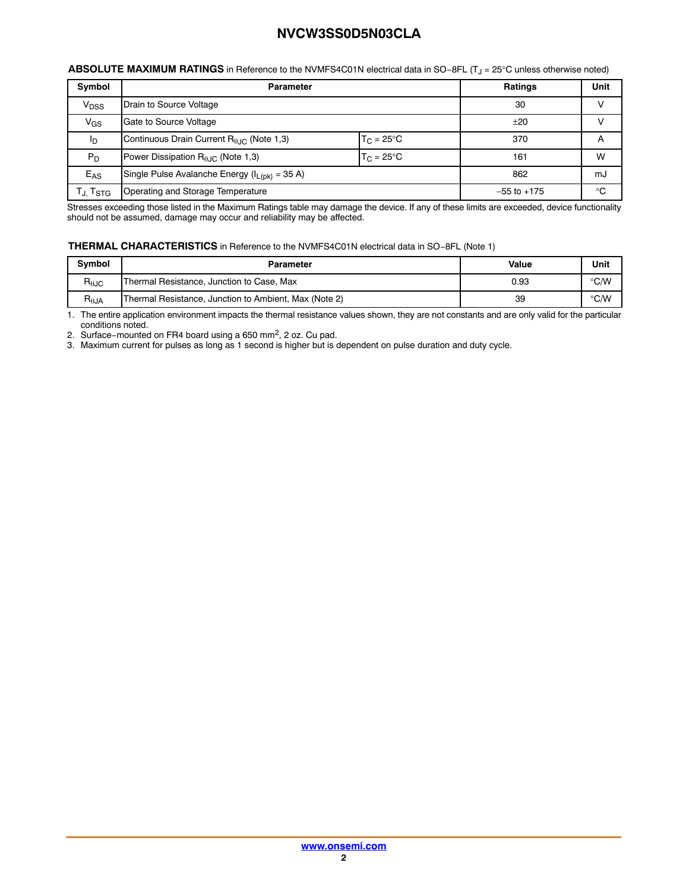**ABSOLUTE MAXIMUM RATINGS** in Reference to the NVMFS4C01N electrical data in SO−8FL ($T_J$ = 25°C unless otherwise noted)

| Symbol | Parameter | | Ratings | Unit |
|---|---|---|---|---|
| $V_{DSS}$ | Drain to Source Voltage | | 30 | V |
| $V_{GS}$ | Gate to Source Voltage | | ±20 | V |
| $I_D$ | Continuous Drain Current $R_{\theta JC}$ (Note 1,3) | $T_C$ = 25°C | 370 | A |
| $P_D$ | Power Dissipation $R_{\theta JC}$ (Note 1,3) | $T_C$ = 25°C | 161 | W |
| $E_{AS}$ | Single Pulse Avalanche Energy ($I_{L(pk)}$ = 35 A) | | 862 | mJ |
| $T_J$, $T_{STG}$ | Operating and Storage Temperature | | −55 to +175 | °C |

Stresses exceeding those listed in the Maximum Ratings table may damage the device. If any of these limits are exceeded, device functionality should not be assumed, damage may occur and reliability may be affected.

**THERMAL CHARACTERISTICS** in Reference to the NVMFS4C01N electrical data in SO−8FL (Note 1)

| Symbol | Parameter | Value | Unit |
|---|---|---|---|
| $R_{\theta JC}$ | Thermal Resistance, Junction to Case, Max | 0.93 | °C/W |
| $R_{\theta JA}$ | Thermal Resistance, Junction to Ambient, Max (Note 2) | 39 | °C/W |

1. The entire application environment impacts the thermal resistance values shown, they are not constants and are only valid for the particular conditions noted.
2. Surface−mounted on FR4 board using a 650 $mm^2$, 2 oz. Cu pad.
3. Maximum current for pulses as long as 1 second is higher but is dependent on pulse duration and duty cycle.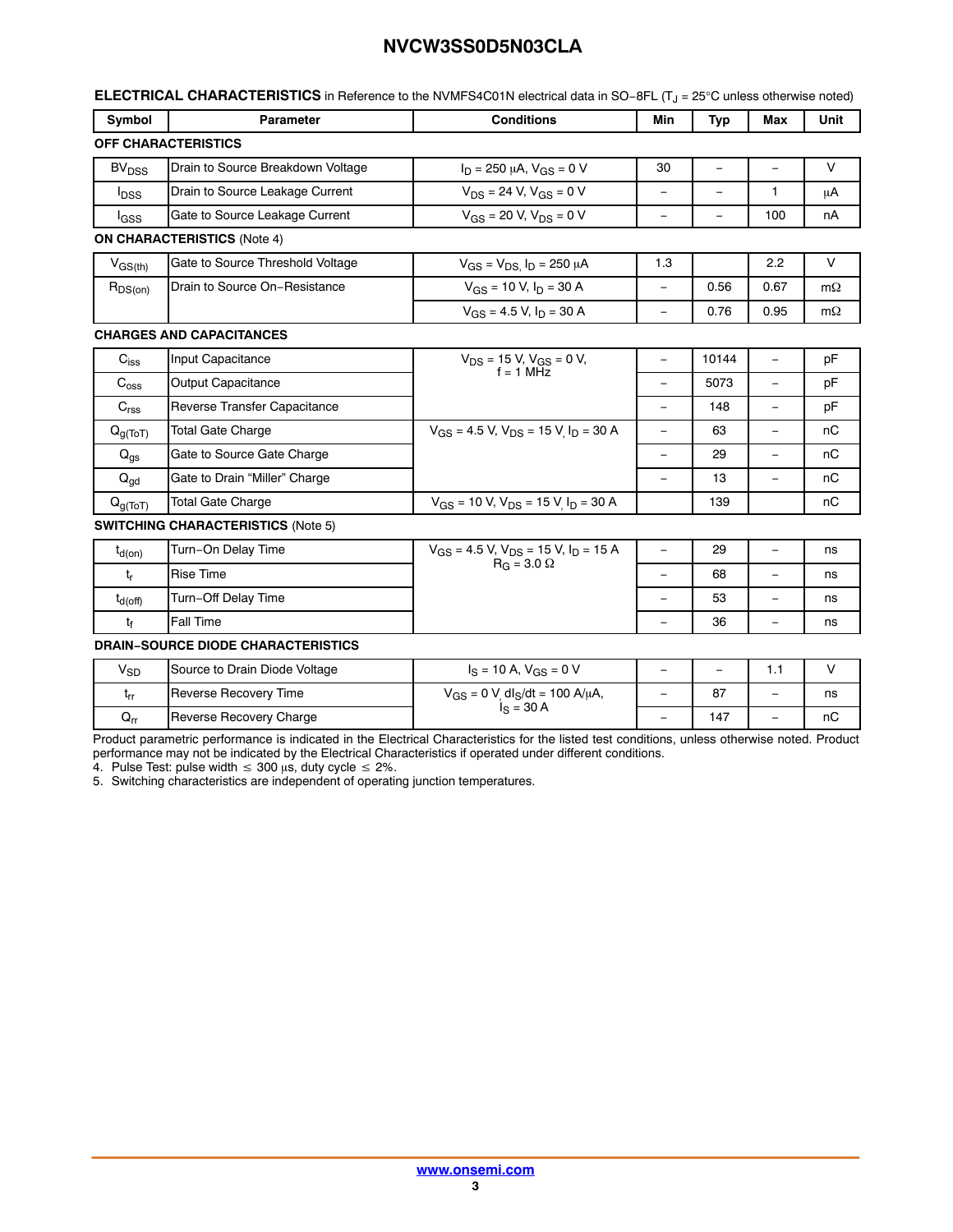**ELECTRICAL CHARACTERISTICS** in Reference to the NVMFS4C01N electrical data in SO−8FL ($T_J$ = 25°C unless otherwise noted)

| Symbol | Parameter | Conditions | Min | Typ | Max | Unit |
|---|---|---|---|---|---|---|
| **OFF CHARACTERISTICS** | | | | | | |
| $BV_{DSS}$ | Drain to Source Breakdown Voltage | $I_D$ = 250 μA, $V_{GS}$ = 0 V | 30 | – | – | V |
| $I_{DSS}$ | Drain to Source Leakage Current | $V_{DS}$ = 24 V, $V_{GS}$ = 0 V | – | – | 1 | μA |
| $I_{GSS}$ | Gate to Source Leakage Current | $V_{GS}$ = 20 V, $V_{DS}$ = 0 V | – | – | 100 | nA |
| **ON CHARACTERISTICS** (Note 4) | | | | | | |
| $V_{GS(th)}$ | Gate to Source Threshold Voltage | $V_{GS}$ = $V_{DS,}$ $I_D$ = 250 μA | 1.3 | | 2.2 | V |
| $R_{DS(on)}$ | Drain to Source On−Resistance | $V_{GS}$ = 10 V, $I_D$ = 30 A | – | 0.56 | 0.67 | mΩ |
| | | $V_{GS}$ = 4.5 V, $I_D$ = 30 A | – | 0.76 | 0.95 | mΩ |
| **CHARGES AND CAPACITANCES** | | | | | | |
| $C_{iss}$ | Input Capacitance | $V_{DS}$ = 15 V, $V_{GS}$ = 0 V, f = 1 MHz | – | 10144 | – | pF |
| $C_{oss}$ | Output Capacitance | | – | 5073 | – | pF |
| $C_{rss}$ | Reverse Transfer Capacitance | | – | 148 | – | pF |
| $Q_{g(ToT)}$ | Total Gate Charge | $V_{GS}$ = 4.5 V, $V_{DS}$ = 15 V, $I_D$ = 30 A | – | 63 | – | nC |
| $Q_{gs}$ | Gate to Source Gate Charge | | – | 29 | – | nC |
| $Q_{gd}$ | Gate to Drain "Miller" Charge | | – | 13 | – | nC |
| $Q_{g(ToT)}$ | Total Gate Charge | $V_{GS}$ = 10 V, $V_{DS}$ = 15 V, $I_D$ = 30 A | | 139 | | nC |
| **SWITCHING CHARACTERISTICS** (Note 5) | | | | | | |
| $t_{d(on)}$ | Turn−On Delay Time | $V_{GS}$ = 4.5 V, $V_{DS}$ = 15 V, $I_D$ = 15 A $R_G$ = 3.0 Ω | – | 29 | – | ns |
| $t_r$ | Rise Time | | – | 68 | – | ns |
| $t_{d(off)}$ | Turn−Off Delay Time | | – | 53 | – | ns |
| $t_f$ | Fall Time | | – | 36 | – | ns |
| **DRAIN−SOURCE DIODE CHARACTERISTICS** | | | | | | |
| $V_{SD}$ | Source to Drain Diode Voltage | $I_S$ = 10 A, $V_{GS}$ = 0 V | – | – | 1.1 | V |
| $t_{rr}$ | Reverse Recovery Time | $V_{GS}$ = 0 V, $dI_S/dt$ = 100 A/μA, $I_S$ = 30 A | – | 87 | – | ns |
| $Q_{rr}$ | Reverse Recovery Charge | | – | 147 | – | nC |

Product parametric performance is indicated in the Electrical Characteristics for the listed test conditions, unless otherwise noted. Product performance may not be indicated by the Electrical Characteristics if operated under different conditions.

4. Pulse Test: pulse width ≤ 300 μs, duty cycle ≤ 2%.
5. Switching characteristics are independent of operating junction temperatures.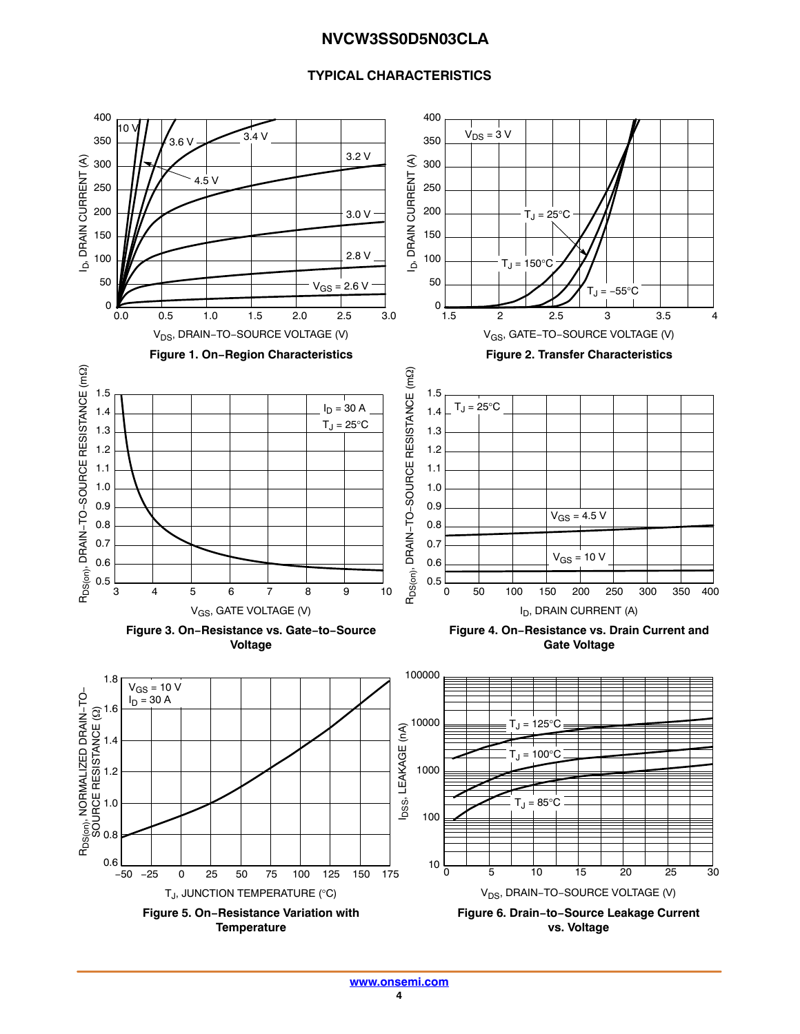## TYPICAL CHARACTERISTICS

Figure 1. On−Region Characteristics

Figure 2. Transfer Characteristics

Figure 3. On−Resistance vs. Gate−to−Source Voltage

Figure 4. On−Resistance vs. Drain Current and Gate Voltage

Figure 5. On−Resistance Variation with Temperature

Figure 6. Drain−to−Source Leakage Current vs. Voltage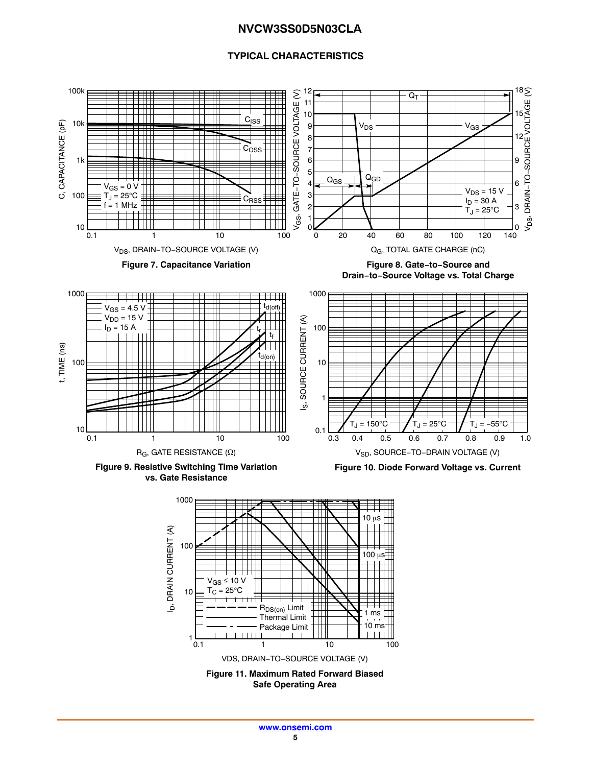## TYPICAL CHARACTERISTICS

Figure 7. Capacitance Variation

Figure 8. Gate−to−Source and Drain−to−Source Voltage vs. Total Charge

Figure 9. Resistive Switching Time Variation vs. Gate Resistance

Figure 10. Diode Forward Voltage vs. Current

Figure 11. Maximum Rated Forward Biased Safe Operating Area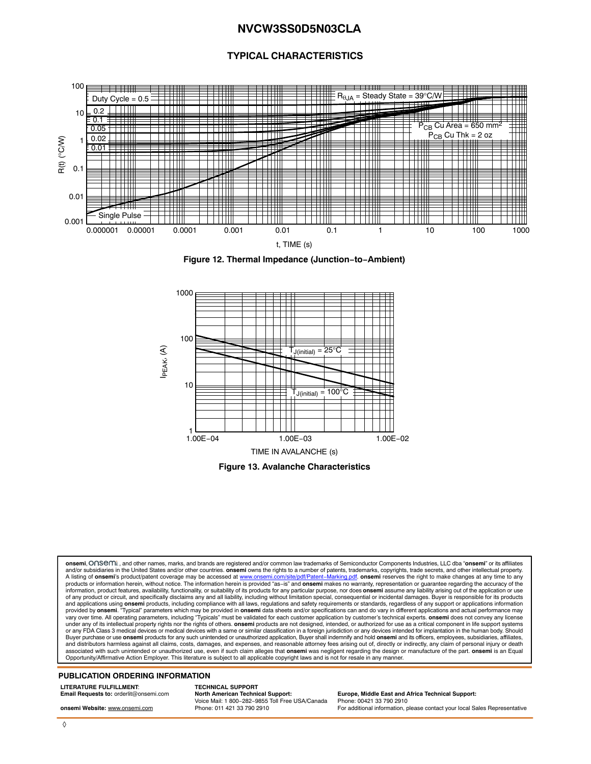## TYPICAL CHARACTERISTICS

100
10
1
0.1
0.01
0.001
R(t) (°C/W)
Duty Cycle = 0.5
0.2
0.1
0.05
0.02
0.01
Single Pulse
$R_{\theta JA}$ = Steady State = 39°C/W
$P_{CB}$ Cu Area = 650 mm²
$P_{CB}$ Cu Thk = 2 oz
0.000001 0.00001 0.0001 0.001 0.01 0.1 1 10 100 1000
t, TIME (s)

**Figure 12. Thermal Impedance (Junction−to−Ambient)**

1000
100
10
1
$I_{PEAK}$, (A)
$T_{J(initial)}$ = 25°C
$T_{J(initial)}$ = 100°C
1.00E−04 1.00E−03 1.00E−02
TIME IN AVALANCHE (s)

**Figure 13. Avalanche Characteristics**

**onsemi**, onsemi, and other names, marks, and brands are registered and/or common law trademarks of Semiconductor Components Industries, LLC dba "**onsemi**" or its affiliates and/or subsidiaries in the United States and/or other countries. **onsemi** owns the rights to a number of patents, trademarks, copyrights, trade secrets, and other intellectual property. A listing of **onsemi**'s product/patent coverage may be accessed at www.onsemi.com/site/pdf/Patent−Marking.pdf. **onsemi** reserves the right to make changes at any time to any products or information herein, without notice. The information herein is provided "as−is" and **onsemi** makes no warranty, representation or guarantee regarding the accuracy of the information, product features, availability, functionality, or suitability of its products for any particular purpose, nor does **onsemi** assume any liability arising out of the application or use of any product or circuit, and specifically disclaims any and all liability, including without limitation special, consequential or incidental damages. Buyer is responsible for its products and applications using **onsemi** products, including compliance with all laws, regulations and safety requirements or standards, regardless of any support or applications information provided by **onsemi**. "Typical" parameters which may be provided in **onsemi** data sheets and/or specifications can and do vary in different applications and actual performance may vary over time. All operating parameters, including "Typicals" must be validated for each customer application by customer's technical experts. **onsemi** does not convey any license under any of its intellectual property rights nor the rights of others. **onsemi** products are not designed, intended, or authorized for use as a critical component in life support systems or any FDA Class 3 medical devices or medical devices with a same or similar classification in a foreign jurisdiction or any devices intended for implantation in the human body. Should Buyer purchase or use **onsemi** products for any such unintended or unauthorized application, Buyer shall indemnify and hold **onsemi** and its officers, employees, subsidiaries, affiliates, and distributors harmless against all claims, costs, damages, and expenses, and reasonable attorney fees arising out of, directly or indirectly, any claim of personal injury or death associated with such unintended or unauthorized use, even if such claim alleges that **onsemi** was negligent regarding the design or manufacture of the part. **onsemi** is an Equal Opportunity/Affirmative Action Employer. This literature is subject to all applicable copyright laws and is not for resale in any manner.

### PUBLICATION ORDERING INFORMATION

**LITERATURE FULFILLMENT**:
**Email Requests to:** orderlit@onsemi.com

**onsemi Website:** www.onsemi.com

**TECHNICAL SUPPORT**
**North American Technical Support:**
Voice Mail: 1 800−282−9855 Toll Free USA/Canada
Phone: 011 421 33 790 2910

**Europe, Middle East and Africa Technical Support:**
Phone: 00421 33 790 2910
For additional information, please contact your local Sales Representative